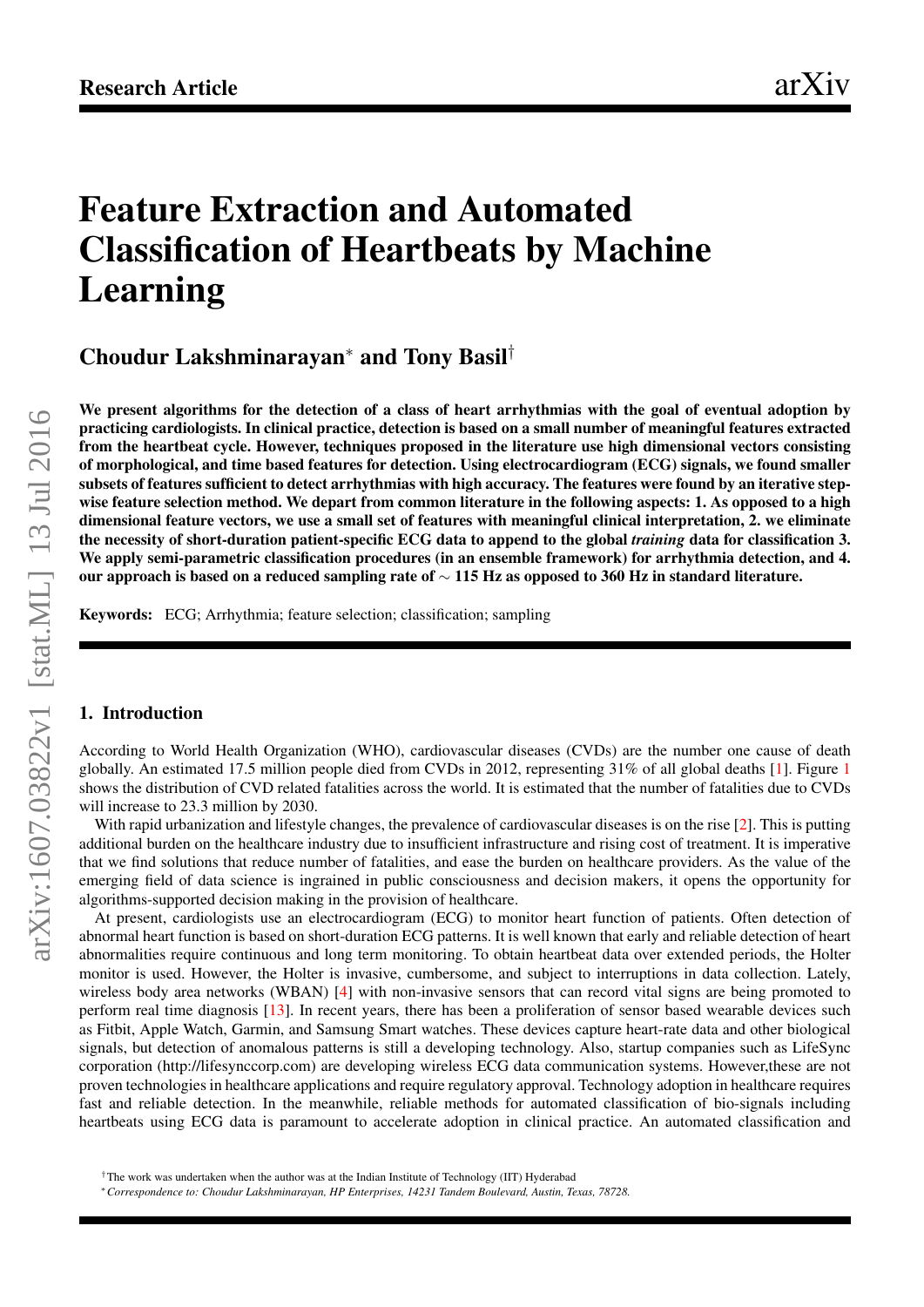# Feature Extraction and Automated Classification of Heartbeats by Machine Learning

**Choudur Lakshminarayan[*] and Tony Basil[†]**

**We present algorithms for the detection of a class of heart arrhythmias with the goal of eventual adoption by practicing cardiologists. In clinical practice, detection is based on a small number of meaningful features extracted from the heartbeat cycle. However, techniques proposed in the literature use high dimensional vectors consisting of morphological, and time based features for detection. Using electrocardiogram (ECG) signals, we found smaller subsets of features sufficient to detect arrhythmias with high accuracy. The features were found by an iterative step-wise feature selection method. We depart from common literature in the following aspects: 1. As opposed to a high dimensional feature vectors, we use a small set of features with meaningful clinical interpretation, 2. we eliminate the necessity of short-duration patient-specific ECG data to append to the global *training* data for classification 3. We apply semi-parametric classification procedures (in an ensemble framework) for arrhythmia detection, and 4. our approach is based on a reduced sampling rate of $\sim$ 115 Hz as opposed to 360 Hz in standard literature.**

**Keywords:** ECG; Arrhythmia; feature selection; classification; sampling

## 1. Introduction

According to World Health Organization (WHO), cardiovascular diseases (CVDs) are the number one cause of death globally. An estimated 17.5 million people died from CVDs in 2012, representing 31% of all global deaths [1]. Figure 1 shows the distribution of CVD related fatalities across the world. It is estimated that the number of fatalities due to CVDs will increase to 23.3 million by 2030.

With rapid urbanization and lifestyle changes, the prevalence of cardiovascular diseases is on the rise [2]. This is putting additional burden on the healthcare industry due to insufficient infrastructure and rising cost of treatment. It is imperative that we find solutions that reduce number of fatalities, and ease the burden on healthcare providers. As the value of the emerging field of data science is ingrained in public consciousness and decision makers, it opens the opportunity for algorithms-supported decision making in the provision of healthcare.

At present, cardiologists use an electrocardiogram (ECG) to monitor heart function of patients. Often detection of abnormal heart function is based on short-duration ECG patterns. It is well known that early and reliable detection of heart abnormalities require continuous and long term monitoring. To obtain heartbeat data over extended periods, the Holter monitor is used. However, the Holter is invasive, cumbersome, and subject to interruptions in data collection. Lately, wireless body area networks (WBAN) [4] with non-invasive sensors that can record vital signs are being promoted to perform real time diagnosis [13]. In recent years, there has been a proliferation of sensor based wearable devices such as Fitbit, Apple Watch, Garmin, and Samsung Smart watches. These devices capture heart-rate data and other biological signals, but detection of anomalous patterns is still a developing technology. Also, startup companies such as LifeSync corporation (http://lifesynccorp.com) are developing wireless ECG data communication systems. However,these are not proven technologies in healthcare applications and require regulatory approval. Technology adoption in healthcare requires fast and reliable detection. In the meanwhile, reliable methods for automated classification of bio-signals including heartbeats using ECG data is paramount to accelerate adoption in clinical practice. An automated classification and

[†] The work was undertaken when the author was at the Indian Institute of Technology (IIT) Hyderabad

[*] *Correspondence to: Choudur Lakshminarayan, HP Enterprises, 14231 Tandem Boulevard, Austin, Texas, 78728.*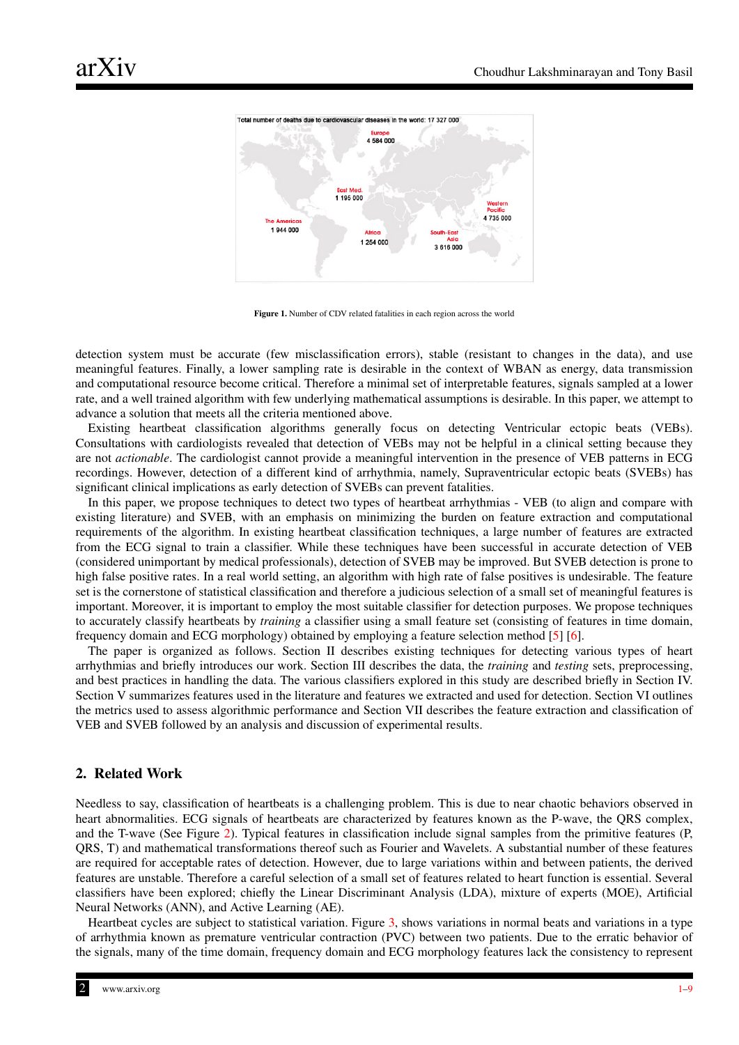Figure 1. Number of CDV related fatalities in each region across the world

detection system must be accurate (few misclassification errors), stable (resistant to changes in the data), and use meaningful features. Finally, a lower sampling rate is desirable in the context of WBAN as energy, data transmission and computational resource become critical. Therefore a minimal set of interpretable features, signals sampled at a lower rate, and a well trained algorithm with few underlying mathematical assumptions is desirable. In this paper, we attempt to advance a solution that meets all the criteria mentioned above.

Existing heartbeat classification algorithms generally focus on detecting Ventricular ectopic beats (VEBs). Consultations with cardiologists revealed that detection of VEBs may not be helpful in a clinical setting because they are not *actionable*. The cardiologist cannot provide a meaningful intervention in the presence of VEB patterns in ECG recordings. However, detection of a different kind of arrhythmia, namely, Supraventricular ectopic beats (SVEBs) has significant clinical implications as early detection of SVEBs can prevent fatalities.

In this paper, we propose techniques to detect two types of heartbeat arrhythmias - VEB (to align and compare with existing literature) and SVEB, with an emphasis on minimizing the burden on feature extraction and computational requirements of the algorithm. In existing heartbeat classification techniques, a large number of features are extracted from the ECG signal to train a classifier. While these techniques have been successful in accurate detection of VEB (considered unimportant by medical professionals), detection of SVEB may be improved. But SVEB detection is prone to high false positive rates. In a real world setting, an algorithm with high rate of false positives is undesirable. The feature set is the cornerstone of statistical classification and therefore a judicious selection of a small set of meaningful features is important. Moreover, it is important to employ the most suitable classifier for detection purposes. We propose techniques to accurately classify heartbeats by *training* a classifier using a small feature set (consisting of features in time domain, frequency domain and ECG morphology) obtained by employing a feature selection method [5] [6].

The paper is organized as follows. Section II describes existing techniques for detecting various types of heart arrhythmias and briefly introduces our work. Section III describes the data, the *training* and *testing* sets, preprocessing, and best practices in handling the data. The various classifiers explored in this study are described briefly in Section IV. Section V summarizes features used in the literature and features we extracted and used for detection. Section VI outlines the metrics used to assess algorithmic performance and Section VII describes the feature extraction and classification of VEB and SVEB followed by an analysis and discussion of experimental results.

## 2. Related Work

Needless to say, classification of heartbeats is a challenging problem. This is due to near chaotic behaviors observed in heart abnormalities. ECG signals of heartbeats are characterized by features known as the P-wave, the QRS complex, and the T-wave (See Figure 2). Typical features in classification include signal samples from the primitive features (P, QRS, T) and mathematical transformations thereof such as Fourier and Wavelets. A substantial number of these features are required for acceptable rates of detection. However, due to large variations within and between patients, the derived features are unstable. Therefore a careful selection of a small set of features related to heart function is essential. Several classifiers have been explored; chiefly the Linear Discriminant Analysis (LDA), mixture of experts (MOE), Artificial Neural Networks (ANN), and Active Learning (AE).

Heartbeat cycles are subject to statistical variation. Figure 3, shows variations in normal beats and variations in a type of arrhythmia known as premature ventricular contraction (PVC) between two patients. Due to the erratic behavior of the signals, many of the time domain, frequency domain and ECG morphology features lack the consistency to represent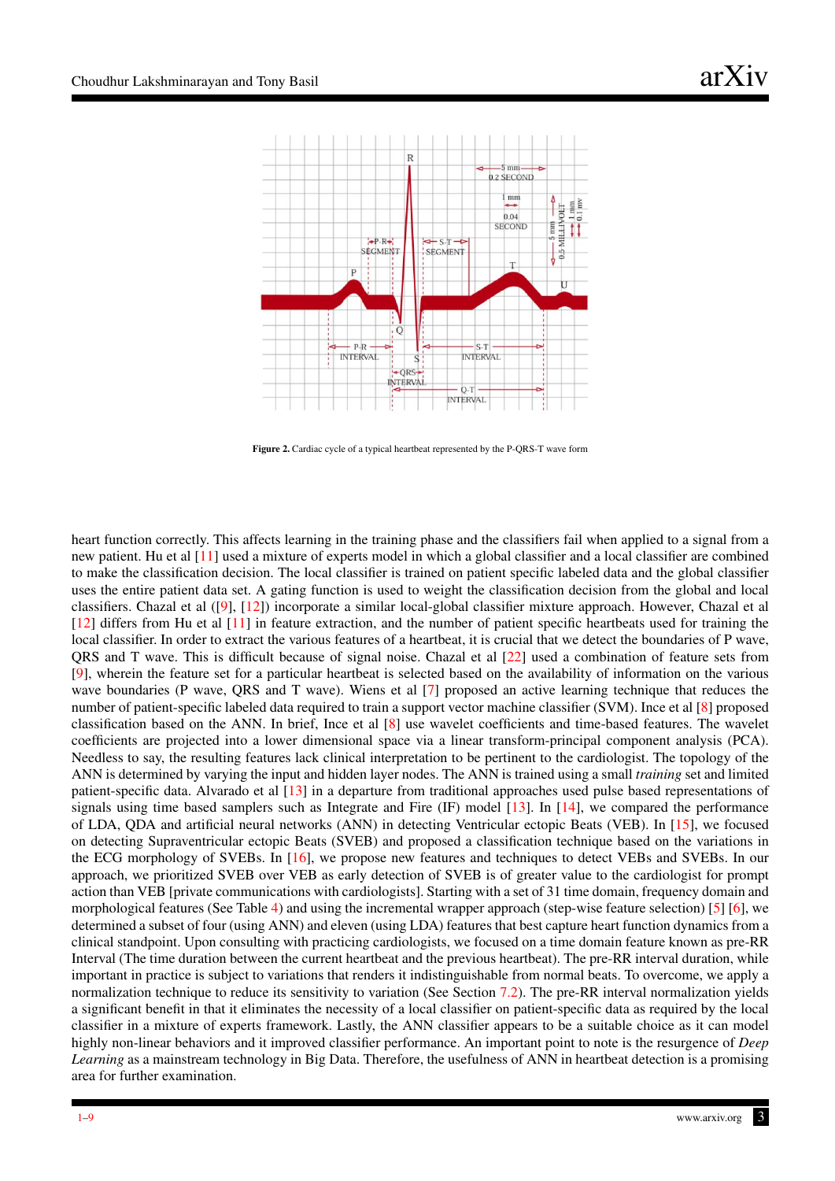**Figure 2.** Cardiac cycle of a typical heartbeat represented by the P-QRS-T wave form

heart function correctly. This affects learning in the training phase and the classifiers fail when applied to a signal from a new patient. Hu et al [11] used a mixture of experts model in which a global classifier and a local classifier are combined to make the classification decision. The local classifier is trained on patient specific labeled data and the global classifier uses the entire patient data set. A gating function is used to weight the classification decision from the global and local classifiers. Chazal et al ([9], [12]) incorporate a similar local-global classifier mixture approach. However, Chazal et al [12] differs from Hu et al [11] in feature extraction, and the number of patient specific heartbeats used for training the local classifier. In order to extract the various features of a heartbeat, it is crucial that we detect the boundaries of P wave, QRS and T wave. This is difficult because of signal noise. Chazal et al [22] used a combination of feature sets from [9], wherein the feature set for a particular heartbeat is selected based on the availability of information on the various wave boundaries (P wave, QRS and T wave). Wiens et al [7] proposed an active learning technique that reduces the number of patient-specific labeled data required to train a support vector machine classifier (SVM). Ince et al [8] proposed classification based on the ANN. In brief, Ince et al [8] use wavelet coefficients and time-based features. The wavelet coefficients are projected into a lower dimensional space via a linear transform-principal component analysis (PCA). Needless to say, the resulting features lack clinical interpretation to be pertinent to the cardiologist. The topology of the ANN is determined by varying the input and hidden layer nodes. The ANN is trained using a small *training* set and limited patient-specific data. Alvarado et al [13] in a departure from traditional approaches used pulse based representations of signals using time based samplers such as Integrate and Fire (IF) model [13]. In [14], we compared the performance of LDA, QDA and artificial neural networks (ANN) in detecting Ventricular ectopic Beats (VEB). In [15], we focused on detecting Supraventricular ectopic Beats (SVEB) and proposed a classification technique based on the variations in the ECG morphology of SVEBs. In [16], we propose new features and techniques to detect VEBs and SVEBs. In our approach, we prioritized SVEB over VEB as early detection of SVEB is of greater value to the cardiologist for prompt action than VEB [private communications with cardiologists]. Starting with a set of 31 time domain, frequency domain and morphological features (See Table 4) and using the incremental wrapper approach (step-wise feature selection) [5] [6], we determined a subset of four (using ANN) and eleven (using LDA) features that best capture heart function dynamics from a clinical standpoint. Upon consulting with practicing cardiologists, we focused on a time domain feature known as pre-RR Interval (The time duration between the current heartbeat and the previous heartbeat). The pre-RR interval duration, while important in practice is subject to variations that renders it indistinguishable from normal beats. To overcome, we apply a normalization technique to reduce its sensitivity to variation (See Section 7.2). The pre-RR interval normalization yields a significant benefit in that it eliminates the necessity of a local classifier on patient-specific data as required by the local classifier in a mixture of experts framework. Lastly, the ANN classifier appears to be a suitable choice as it can model highly non-linear behaviors and it improved classifier performance. An important point to note is the resurgence of *Deep Learning* as a mainstream technology in Big Data. Therefore, the usefulness of ANN in heartbeat detection is a promising area for further examination.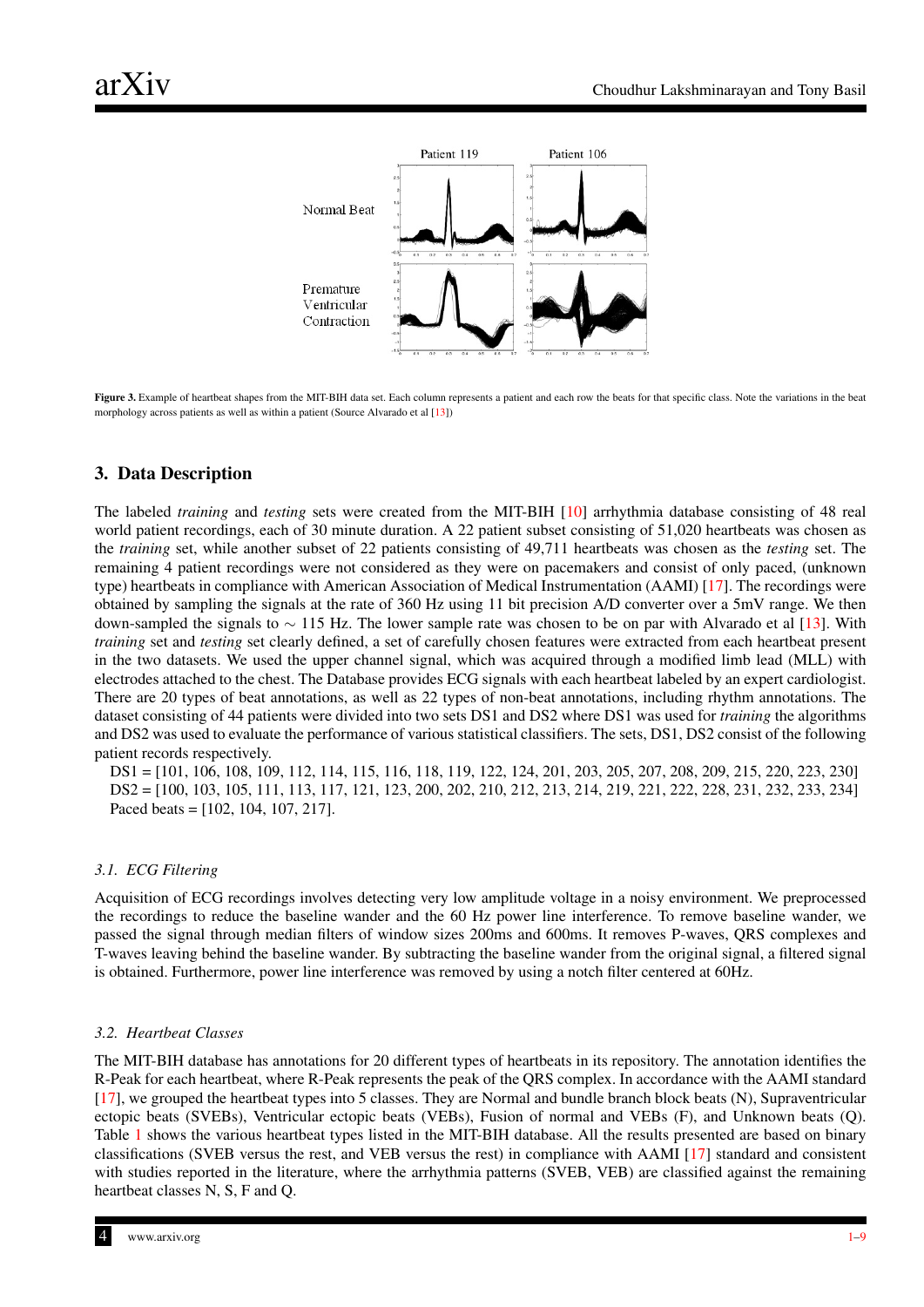**Figure 3.** Example of heartbeat shapes from the MIT-BIH data set. Each column represents a patient and each row the beats for that specific class. Note the variations in the beat morphology across patients as well as within a patient (Source Alvarado et al [13])

## 3. Data Description

The labeled *training* and *testing* sets were created from the MIT-BIH [10] arrhythmia database consisting of 48 real world patient recordings, each of 30 minute duration. A 22 patient subset consisting of 51,020 heartbeats was chosen as the *training* set, while another subset of 22 patients consisting of 49,711 heartbeats was chosen as the *testing* set. The remaining 4 patient recordings were not considered as they were on pacemakers and consist of only paced, (unknown type) heartbeats in compliance with American Association of Medical Instrumentation (AAMI) [17]. The recordings were obtained by sampling the signals at the rate of 360 Hz using 11 bit precision A/D converter over a 5mV range. We then down-sampled the signals to $\sim$ 115 Hz. The lower sample rate was chosen to be on par with Alvarado et al [13]. With *training* set and *testing* set clearly defined, a set of carefully chosen features were extracted from each heartbeat present in the two datasets. We used the upper channel signal, which was acquired through a modified limb lead (MLL) with electrodes attached to the chest. The Database provides ECG signals with each heartbeat labeled by an expert cardiologist. There are 20 types of beat annotations, as well as 22 types of non-beat annotations, including rhythm annotations. The dataset consisting of 44 patients were divided into two sets DS1 and DS2 where DS1 was used for *training* the algorithms and DS2 was used to evaluate the performance of various statistical classifiers. The sets, DS1, DS2 consist of the following patient records respectively.

DS1 = [101, 106, 108, 109, 112, 114, 115, 116, 118, 119, 122, 124, 201, 203, 205, 207, 208, 209, 215, 220, 223, 230]
DS2 = [100, 103, 105, 111, 113, 117, 121, 123, 200, 202, 210, 212, 213, 214, 219, 221, 222, 228, 231, 232, 233, 234]
Paced beats = [102, 104, 107, 217].

### 3.1. ECG Filtering

Acquisition of ECG recordings involves detecting very low amplitude voltage in a noisy environment. We preprocessed the recordings to reduce the baseline wander and the 60 Hz power line interference. To remove baseline wander, we passed the signal through median filters of window sizes 200ms and 600ms. It removes P-waves, QRS complexes and T-waves leaving behind the baseline wander. By subtracting the baseline wander from the original signal, a filtered signal is obtained. Furthermore, power line interference was removed by using a notch filter centered at 60Hz.

### 3.2. Heartbeat Classes

The MIT-BIH database has annotations for 20 different types of heartbeats in its repository. The annotation identifies the R-Peak for each heartbeat, where R-Peak represents the peak of the QRS complex. In accordance with the AAMI standard [17], we grouped the heartbeat types into 5 classes. They are Normal and bundle branch block beats (N), Supraventricular ectopic beats (SVEBs), Ventricular ectopic beats (VEBs), Fusion of normal and VEBs (F), and Unknown beats (Q). Table 1 shows the various heartbeat types listed in the MIT-BIH database. All the results presented are based on binary classifications (SVEB versus the rest, and VEB versus the rest) in compliance with AAMI [17] standard and consistent with studies reported in the literature, where the arrhythmia patterns (SVEB, VEB) are classified against the remaining heartbeat classes N, S, F and Q.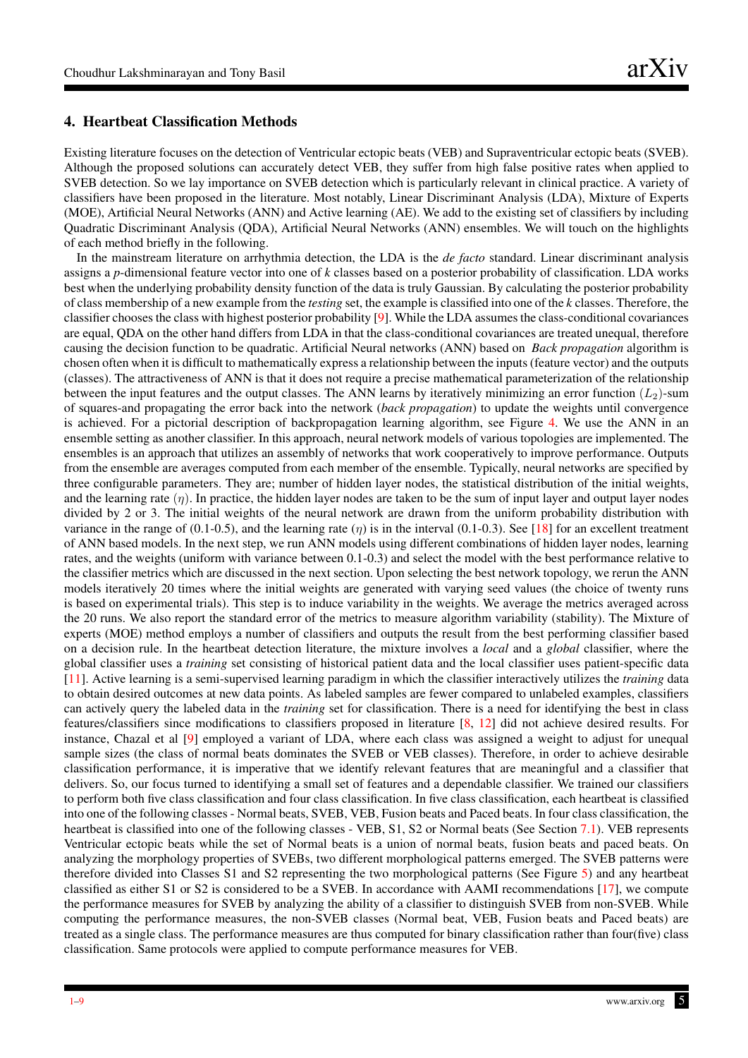## 4. Heartbeat Classification Methods

Existing literature focuses on the detection of Ventricular ectopic beats (VEB) and Supraventricular ectopic beats (SVEB). Although the proposed solutions can accurately detect VEB, they suffer from high false positive rates when applied to SVEB detection. So we lay importance on SVEB detection which is particularly relevant in clinical practice. A variety of classifiers have been proposed in the literature. Most notably, Linear Discriminant Analysis (LDA), Mixture of Experts (MOE), Artificial Neural Networks (ANN) and Active learning (AE). We add to the existing set of classifiers by including Quadratic Discriminant Analysis (QDA), Artificial Neural Networks (ANN) ensembles. We will touch on the highlights of each method briefly in the following.

In the mainstream literature on arrhythmia detection, the LDA is the *de facto* standard. Linear discriminant analysis assigns a $p$-dimensional feature vector into one of $k$ classes based on a posterior probability of classification. LDA works best when the underlying probability density function of the data is truly Gaussian. By calculating the posterior probability of class membership of a new example from the *testing* set, the example is classified into one of the $k$ classes. Therefore, the classifier chooses the class with highest posterior probability [9]. While the LDA assumes the class-conditional covariances are equal, QDA on the other hand differs from LDA in that the class-conditional covariances are treated unequal, therefore causing the decision function to be quadratic. Artificial Neural networks (ANN) based on *Back propagation* algorithm is chosen often when it is difficult to mathematically express a relationship between the inputs (feature vector) and the outputs (classes). The attractiveness of ANN is that it does not require a precise mathematical parameterization of the relationship between the input features and the output classes. The ANN learns by iteratively minimizing an error function ($L_2$)-sum of squares-and propagating the error back into the network (*back propagation*) to update the weights until convergence is achieved. For a pictorial description of backpropagation learning algorithm, see Figure 4. We use the ANN in an ensemble setting as another classifier. In this approach, neural network models of various topologies are implemented. The ensembles is an approach that utilizes an assembly of networks that work cooperatively to improve performance. Outputs from the ensemble are averages computed from each member of the ensemble. Typically, neural networks are specified by three configurable parameters. They are; number of hidden layer nodes, the statistical distribution of the initial weights, and the learning rate ($\eta$). In practice, the hidden layer nodes are taken to be the sum of input layer and output layer nodes divided by 2 or 3. The initial weights of the neural network are drawn from the uniform probability distribution with variance in the range of (0.1-0.5), and the learning rate ($\eta$) is in the interval (0.1-0.3). See [18] for an excellent treatment of ANN based models. In the next step, we run ANN models using different combinations of hidden layer nodes, learning rates, and the weights (uniform with variance between 0.1-0.3) and select the model with the best performance relative to the classifier metrics which are discussed in the next section. Upon selecting the best network topology, we rerun the ANN models iteratively 20 times where the initial weights are generated with varying seed values (the choice of twenty runs is based on experimental trials). This step is to induce variability in the weights. We average the metrics averaged across the 20 runs. We also report the standard error of the metrics to measure algorithm variability (stability). The Mixture of experts (MOE) method employs a number of classifiers and outputs the result from the best performing classifier based on a decision rule. In the heartbeat detection literature, the mixture involves a *local* and a *global* classifier, where the global classifier uses a *training* set consisting of historical patient data and the local classifier uses patient-specific data [11]. Active learning is a semi-supervised learning paradigm in which the classifier interactively utilizes the *training* data to obtain desired outcomes at new data points. As labeled samples are fewer compared to unlabeled examples, classifiers can actively query the labeled data in the *training* set for classification. There is a need for identifying the best in class features/classifiers since modifications to classifiers proposed in literature [8, 12] did not achieve desired results. For instance, Chazal et al [9] employed a variant of LDA, where each class was assigned a weight to adjust for unequal sample sizes (the class of normal beats dominates the SVEB or VEB classes). Therefore, in order to achieve desirable classification performance, it is imperative that we identify relevant features that are meaningful and a classifier that delivers. So, our focus turned to identifying a small set of features and a dependable classifier. We trained our classifiers to perform both five class classification and four class classification. In five class classification, each heartbeat is classified into one of the following classes - Normal beats, SVEB, VEB, Fusion beats and Paced beats. In four class classification, the heartbeat is classified into one of the following classes - VEB, S1, S2 or Normal beats (See Section 7.1). VEB represents Ventricular ectopic beats while the set of Normal beats is a union of normal beats, fusion beats and paced beats. On analyzing the morphology properties of SVEBs, two different morphological patterns emerged. The SVEB patterns were therefore divided into Classes S1 and S2 representing the two morphological patterns (See Figure 5) and any heartbeat classified as either S1 or S2 is considered to be a SVEB. In accordance with AAMI recommendations [17], we compute the performance measures for SVEB by analyzing the ability of a classifier to distinguish SVEB from non-SVEB. While computing the performance measures, the non-SVEB classes (Normal beat, VEB, Fusion beats and Paced beats) are treated as a single class. The performance measures are thus computed for binary classification rather than four(five) class classification. Same protocols were applied to compute performance measures for VEB.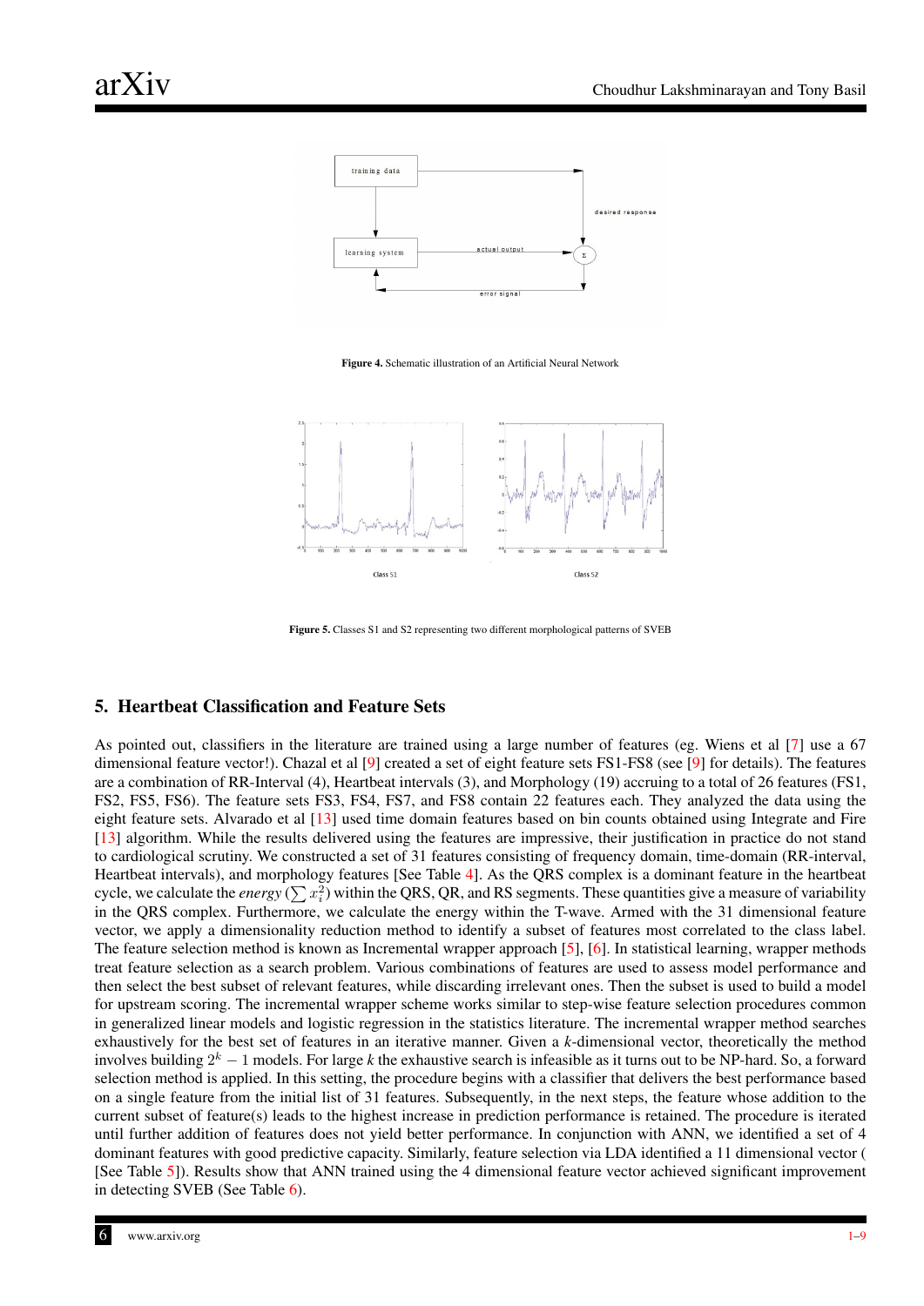Figure 4. Schematic illustration of an Artificial Neural Network

Figure 5. Classes S1 and S2 representing two different morphological patterns of SVEB

## 5. Heartbeat Classification and Feature Sets

As pointed out, classifiers in the literature are trained using a large number of features (eg. Wiens et al [7] use a 67 dimensional feature vector!). Chazal et al [9] created a set of eight feature sets FS1-FS8 (see [9] for details). The features are a combination of RR-Interval (4), Heartbeat intervals (3), and Morphology (19) accruing to a total of 26 features (FS1, FS2, FS5, FS6). The feature sets FS3, FS4, FS7, and FS8 contain 22 features each. They analyzed the data using the eight feature sets. Alvarado et al [13] used time domain features based on bin counts obtained using Integrate and Fire [13] algorithm. While the results delivered using the features are impressive, their justification in practice do not stand to cardiological scrutiny. We constructed a set of 31 features consisting of frequency domain, time-domain (RR-interval, Heartbeat intervals), and morphology features [See Table 4]. As the QRS complex is a dominant feature in the heartbeat cycle, we calculate the *energy* ($\sum x_i^2$) within the QRS, QR, and RS segments. These quantities give a measure of variability in the QRS complex. Furthermore, we calculate the energy within the T-wave. Armed with the 31 dimensional feature vector, we apply a dimensionality reduction method to identify a subset of features most correlated to the class label. The feature selection method is known as Incremental wrapper approach [5], [6]. In statistical learning, wrapper methods treat feature selection as a search problem. Various combinations of features are used to assess model performance and then select the best subset of relevant features, while discarding irrelevant ones. Then the subset is used to build a model for upstream scoring. The incremental wrapper scheme works similar to step-wise feature selection procedures common in generalized linear models and logistic regression in the statistics literature. The incremental wrapper method searches exhaustively for the best set of features in an iterative manner. Given a *k*-dimensional vector, theoretically the method involves building $2^k - 1$ models. For large *k* the exhaustive search is infeasible as it turns out to be NP-hard. So, a forward selection method is applied. In this setting, the procedure begins with a classifier that delivers the best performance based on a single feature from the initial list of 31 features. Subsequently, in the next steps, the feature whose addition to the current subset of feature(s) leads to the highest increase in prediction performance is retained. The procedure is iterated until further addition of features does not yield better performance. In conjunction with ANN, we identified a set of 4 dominant features with good predictive capacity. Similarly, feature selection via LDA identified a 11 dimensional vector ( [See Table 5]). Results show that ANN trained using the 4 dimensional feature vector achieved significant improvement in detecting SVEB (See Table 6).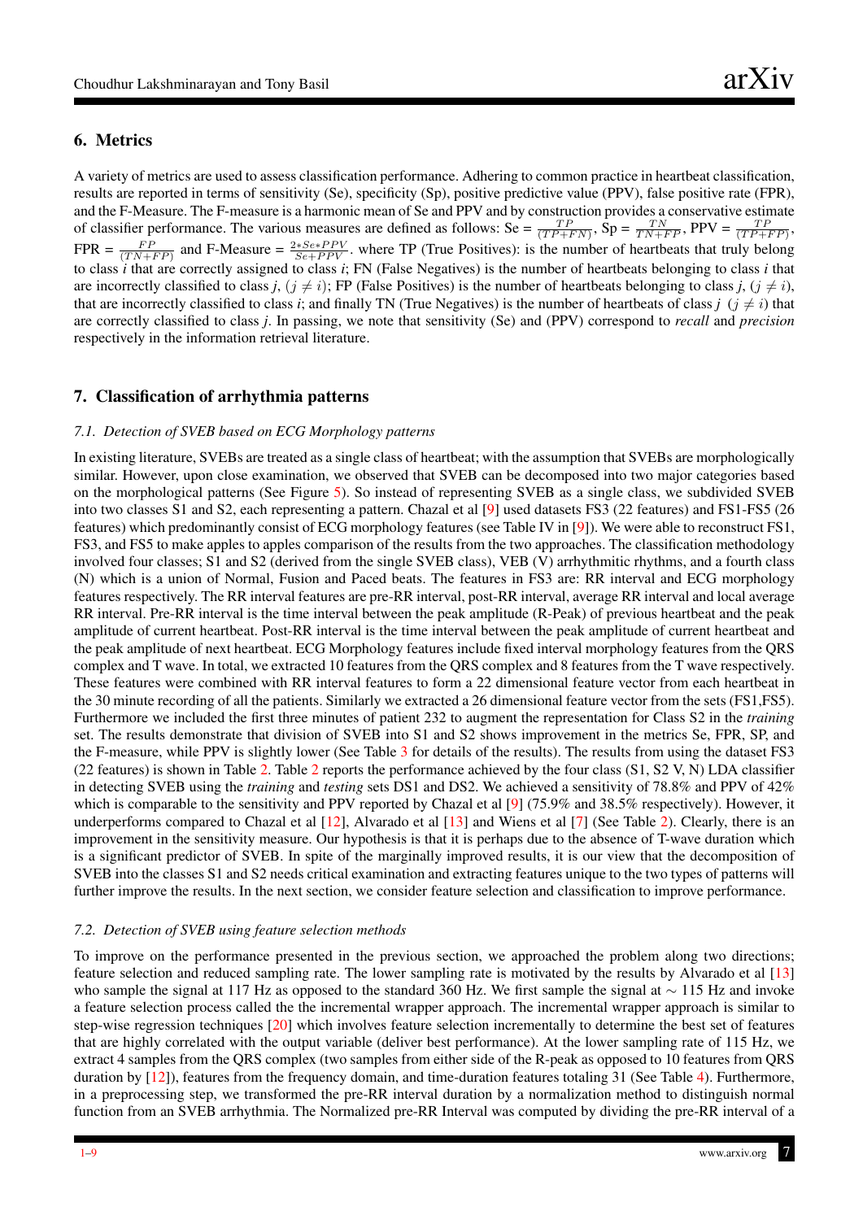## 6. Metrics

A variety of metrics are used to assess classification performance. Adhering to common practice in heartbeat classification, results are reported in terms of sensitivity (Se), specificity (Sp), positive predictive value (PPV), false positive rate (FPR), and the F-Measure. The F-measure is a harmonic mean of Se and PPV and by construction provides a conservative estimate of classifier performance. The various measures are defined as follows: Se = $\frac{TP}{(TP+FN)}$, Sp = $\frac{TN}{TN+FP}$, PPV = $\frac{TP}{(TP+FP)}$, FPR = $\frac{FP}{(TN+FP)}$ and F-Measure = $\frac{2*Se*PPV}{Se+PPV}$. where TP (True Positives): is the number of heartbeats that truly belong to class *i* that are correctly assigned to class *i*; FN (False Negatives) is the number of heartbeats belonging to class *i* that are incorrectly classified to class *j*, $(j \neq i)$; FP (False Positives) is the number of heartbeats belonging to class *j*, $(j \neq i)$, that are incorrectly classified to class *i*; and finally TN (True Negatives) is the number of heartbeats of class *j* $(j \neq i)$ that are correctly classified to class *j*. In passing, we note that sensitivity (Se) and (PPV) correspond to *recall* and *precision* respectively in the information retrieval literature.

## 7. Classification of arrhythmia patterns

### 7.1. Detection of SVEB based on ECG Morphology patterns

In existing literature, SVEBs are treated as a single class of heartbeat; with the assumption that SVEBs are morphologically similar. However, upon close examination, we observed that SVEB can be decomposed into two major categories based on the morphological patterns (See Figure 5). So instead of representing SVEB as a single class, we subdivided SVEB into two classes S1 and S2, each representing a pattern. Chazal et al [9] used datasets FS3 (22 features) and FS1-FS5 (26 features) which predominantly consist of ECG morphology features (see Table IV in [9]). We were able to reconstruct FS1, FS3, and FS5 to make apples to apples comparison of the results from the two approaches. The classification methodology involved four classes; S1 and S2 (derived from the single SVEB class), VEB (V) arrhythmic rhythms, and a fourth class (N) which is a union of Normal, Fusion and Paced beats. The features in FS3 are: RR interval and ECG morphology features respectively. The RR interval features are pre-RR interval, post-RR interval, average RR interval and local average RR interval. Pre-RR interval is the time interval between the peak amplitude (R-Peak) of previous heartbeat and the peak amplitude of current heartbeat. Post-RR interval is the time interval between the peak amplitude of current heartbeat and the peak amplitude of next heartbeat. ECG Morphology features include fixed interval morphology features from the QRS complex and T wave. In total, we extracted 10 features from the QRS complex and 8 features from the T wave respectively. These features were combined with RR interval features to form a 22 dimensional feature vector from each heartbeat in the 30 minute recording of all the patients. Similarly we extracted a 26 dimensional feature vector from the sets (FS1,FS5). Furthermore we included the first three minutes of patient 232 to augment the representation for Class S2 in the *training* set. The results demonstrate that division of SVEB into S1 and S2 shows improvement in the metrics Se, FPR, SP, and the F-measure, while PPV is slightly lower (See Table 3 for details of the results). The results from using the dataset FS3 (22 features) is shown in Table 2. Table 2 reports the performance achieved by the four class (S1, S2 V, N) LDA classifier in detecting SVEB using the *training* and *testing* sets DS1 and DS2. We achieved a sensitivity of 78.8% and PPV of 42% which is comparable to the sensitivity and PPV reported by Chazal et al [9] (75.9% and 38.5% respectively). However, it underperforms compared to Chazal et al [12], Alvarado et al [13] and Wiens et al [7] (See Table 2). Clearly, there is an improvement in the sensitivity measure. Our hypothesis is that it is perhaps due to the absence of T-wave duration which is a significant predictor of SVEB. In spite of the marginally improved results, it is our view that the decomposition of SVEB into the classes S1 and S2 needs critical examination and extracting features unique to the two types of patterns will further improve the results. In the next section, we consider feature selection and classification to improve performance.

### 7.2. Detection of SVEB using feature selection methods

To improve on the performance presented in the previous section, we approached the problem along two directions; feature selection and reduced sampling rate. The lower sampling rate is motivated by the results by Alvarado et al [13] who sample the signal at 117 Hz as opposed to the standard 360 Hz. We first sample the signal at $\sim$ 115 Hz and invoke a feature selection process called the the incremental wrapper approach. The incremental wrapper approach is similar to step-wise regression techniques [20] which involves feature selection incrementally to determine the best set of features that are highly correlated with the output variable (deliver best performance). At the lower sampling rate of 115 Hz, we extract 4 samples from the QRS complex (two samples from either side of the R-peak as opposed to 10 features from QRS duration by [12]), features from the frequency domain, and time-duration features totaling 31 (See Table 4). Furthermore, in a preprocessing step, we transformed the pre-RR interval duration by a normalization method to distinguish normal function from an SVEB arrhythmia. The Normalized pre-RR Interval was computed by dividing the pre-RR interval of a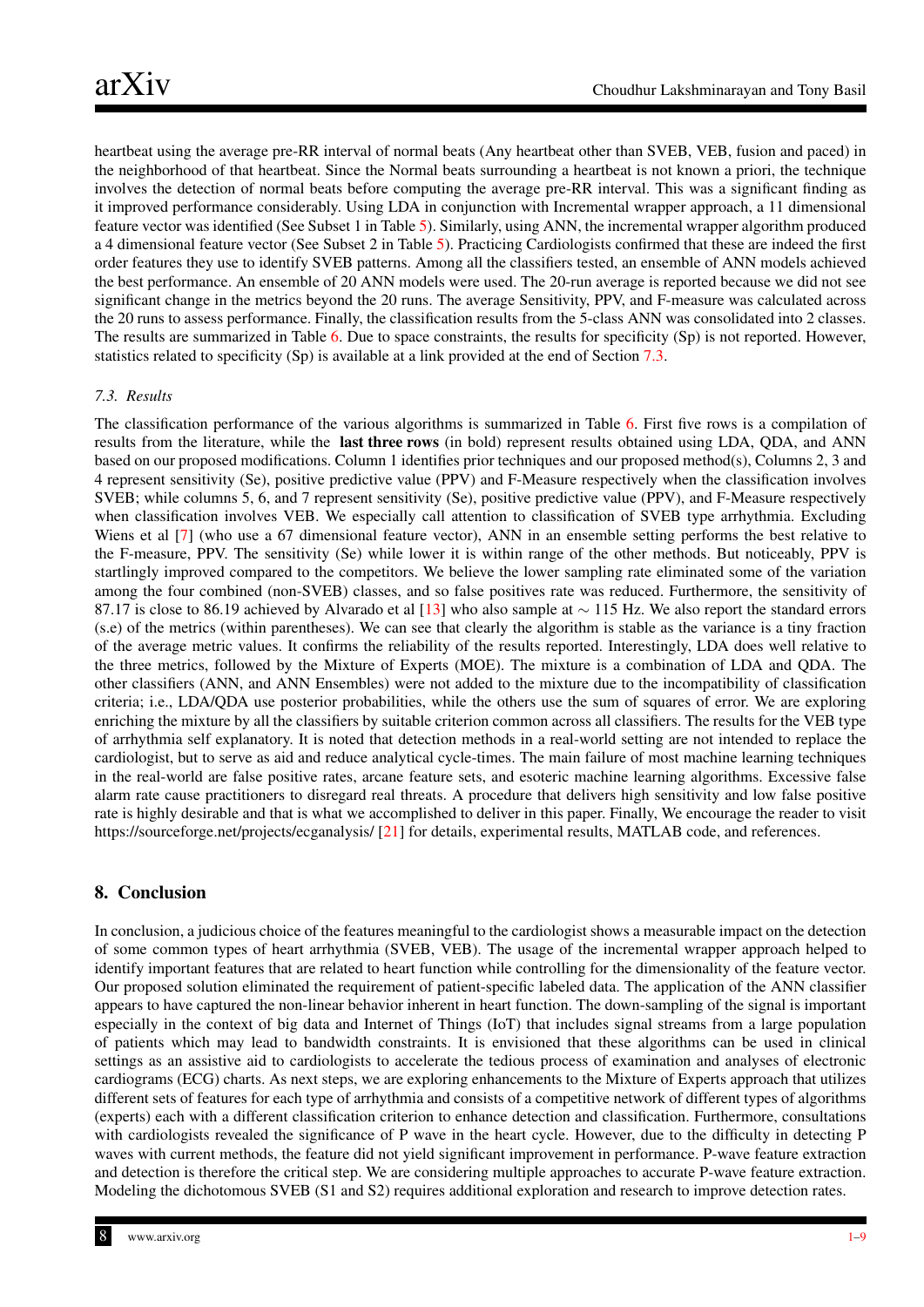heartbeat using the average pre-RR interval of normal beats (Any heartbeat other than SVEB, VEB, fusion and paced) in the neighborhood of that heartbeat. Since the Normal beats surrounding a heartbeat is not known a priori, the technique involves the detection of normal beats before computing the average pre-RR interval. This was a significant finding as it improved performance considerably. Using LDA in conjunction with Incremental wrapper approach, a 11 dimensional feature vector was identified (See Subset 1 in Table 5). Similarly, using ANN, the incremental wrapper algorithm produced a 4 dimensional feature vector (See Subset 2 in Table 5). Practicing Cardiologists confirmed that these are indeed the first order features they use to identify SVEB patterns. Among all the classifiers tested, an ensemble of ANN models achieved the best performance. An ensemble of 20 ANN models were used. The 20-run average is reported because we did not see significant change in the metrics beyond the 20 runs. The average Sensitivity, PPV, and F-measure was calculated across the 20 runs to assess performance. Finally, the classification results from the 5-class ANN was consolidated into 2 classes. The results are summarized in Table 6. Due to space constraints, the results for specificity (Sp) is not reported. However, statistics related to specificity (Sp) is available at a link provided at the end of Section 7.3.

### *7.3. Results*

The classification performance of the various algorithms is summarized in Table 6. First five rows is a compilation of results from the literature, while the **last three rows** (in bold) represent results obtained using LDA, QDA, and ANN based on our proposed modifications. Column 1 identifies prior techniques and our proposed method(s), Columns 2, 3 and 4 represent sensitivity (Se), positive predictive value (PPV) and F-Measure respectively when the classification involves SVEB; while columns 5, 6, and 7 represent sensitivity (Se), positive predictive value (PPV), and F-Measure respectively when classification involves VEB. We especially call attention to classification of SVEB type arrhythmia. Excluding Wiens et al [7] (who use a 67 dimensional feature vector), ANN in an ensemble setting performs the best relative to the F-measure, PPV. The sensitivity (Se) while lower it is within range of the other methods. But noticeably, PPV is startlingly improved compared to the competitors. We believe the lower sampling rate eliminated some of the variation among the four combined (non-SVEB) classes, and so false positives rate was reduced. Furthermore, the sensitivity of 87.17 is close to 86.19 achieved by Alvarado et al [13] who also sample at $\sim$ 115 Hz. We also report the standard errors (s.e) of the metrics (within parentheses). We can see that clearly the algorithm is stable as the variance is a tiny fraction of the average metric values. It confirms the reliability of the results reported. Interestingly, LDA does well relative to the three metrics, followed by the Mixture of Experts (MOE). The mixture is a combination of LDA and QDA. The other classifiers (ANN, and ANN Ensembles) were not added to the mixture due to the incompatibility of classification criteria; i.e., LDA/QDA use posterior probabilities, while the others use the sum of squares of error. We are exploring enriching the mixture by all the classifiers by suitable criterion common across all classifiers. The results for the VEB type of arrhythmia self explanatory. It is noted that detection methods in a real-world setting are not intended to replace the cardiologist, but to serve as aid and reduce analytical cycle-times. The main failure of most machine learning techniques in the real-world are false positive rates, arcane feature sets, and esoteric machine learning algorithms. Excessive false alarm rate cause practitioners to disregard real threats. A procedure that delivers high sensitivity and low false positive rate is highly desirable and that is what we accomplished to deliver in this paper. Finally, We encourage the reader to visit https://sourceforge.net/projects/ecganalysis/ [21] for details, experimental results, MATLAB code, and references.

## 8. Conclusion

In conclusion, a judicious choice of the features meaningful to the cardiologist shows a measurable impact on the detection of some common types of heart arrhythmia (SVEB, VEB). The usage of the incremental wrapper approach helped to identify important features that are related to heart function while controlling for the dimensionality of the feature vector. Our proposed solution eliminated the requirement of patient-specific labeled data. The application of the ANN classifier appears to have captured the non-linear behavior inherent in heart function. The down-sampling of the signal is important especially in the context of big data and Internet of Things (IoT) that includes signal streams from a large population of patients which may lead to bandwidth constraints. It is envisioned that these algorithms can be used in clinical settings as an assistive aid to cardiologists to accelerate the tedious process of examination and analyses of electronic cardiograms (ECG) charts. As next steps, we are exploring enhancements to the Mixture of Experts approach that utilizes different sets of features for each type of arrhythmia and consists of a competitive network of different types of algorithms (experts) each with a different classification criterion to enhance detection and classification. Furthermore, consultations with cardiologists revealed the significance of P wave in the heart cycle. However, due to the difficulty in detecting P waves with current methods, the feature did not yield significant improvement in performance. P-wave feature extraction and detection is therefore the critical step. We are considering multiple approaches to accurate P-wave feature extraction. Modeling the dichotomous SVEB (S1 and S2) requires additional exploration and research to improve detection rates.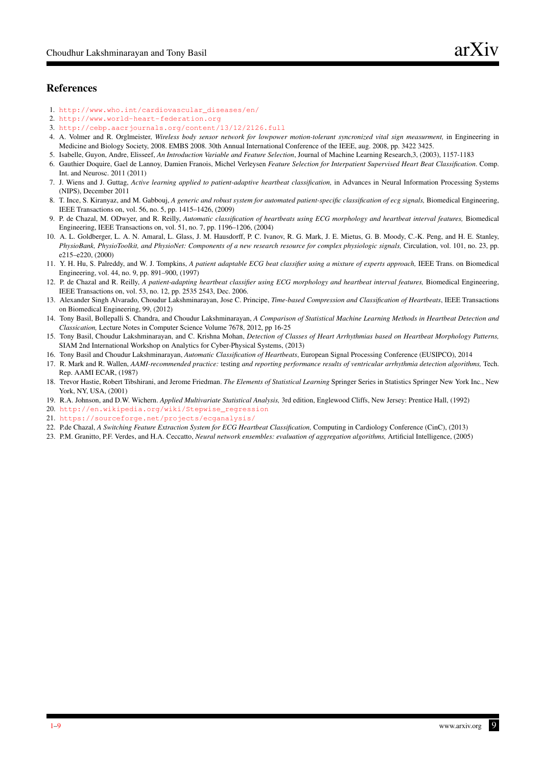## References

1. http://www.who.int/cardiovascular_diseases/en/
2. http://www.world-heart-federation.org
3. http://cebp.aacrjournals.org/content/13/12/2126.full
4. A. Volmer and R. Orglmeister, *Wireless body sensor network for lowpower motion-tolerant syncronized vital sign measurment,* in Engineering in Medicine and Biology Society, 2008. EMBS 2008. 30th Annual International Conference of the IEEE, aug. 2008, pp. 3422 3425.
5. Isabelle, Guyon, Andre, Elisseef, *An Introduction Variable and Feature Selection*, Journal of Machine Learning Research,3, (2003), 1157-1183
6. Gauthier Doquire, Gael de Lannoy, Damien Franois, Michel Verleysen *Feature Selection for Interpatient Supervised Heart Beat Classification*. Comp. Int. and Neurosc. 2011 (2011)
7. J. Wiens and J. Guttag, *Active learning applied to patient-adaptive heartbeat classification,* in Advances in Neural Information Processing Systems (NIPS), December 2011
8. T. Ince, S. Kiranyaz, and M. Gabbouj, *A generic and robust system for automated patient-specific classification of ecg signals,* Biomedical Engineering, IEEE Transactions on, vol. 56, no. 5, pp. 1415–1426, (2009)
9. P. de Chazal, M. ODwyer, and R. Reilly, *Automatic classification of heartbeats using ECG morphology and heartbeat interval features,* Biomedical Engineering, IEEE Transactions on, vol. 51, no. 7, pp. 1196–1206, (2004)
10. A. L. Goldberger, L. A. N. Amaral, L. Glass, J. M. Hausdorff, P. C. Ivanov, R. G. Mark, J. E. Mietus, G. B. Moody, C.-K. Peng, and H. E. Stanley, *PhysioBank, PhysioToolkit, and PhysioNet: Components of a new research resource for complex physiologic signals,* Circulation, vol. 101, no. 23, pp. e215–e220, (2000)
11. Y. H. Hu, S. Palreddy, and W. J. Tompkins, *A patient adaptable ECG beat classifier using a mixture of experts approach,* IEEE Trans. on Biomedical Engineering, vol. 44, no. 9, pp. 891–900, (1997)
12. P. de Chazal and R. Reilly, *A patient-adapting heartbeat classifier using ECG morphology and heartbeat interval features,* Biomedical Engineering, IEEE Transactions on, vol. 53, no. 12, pp. 2535 2543, Dec. 2006.
13. Alexander Singh Alvarado, Choudur Lakshminarayan, Jose C. Principe, *Time-based Compression and Classification of Heartbeats*, IEEE Transactions on Biomedical Engineering, 99, (2012)
14. Tony Basil, Bollepalli S. Chandra, and Choudur Lakshminarayan, *A Comparison of Statistical Machine Learning Methods in Heartbeat Detection and Classication,* Lecture Notes in Computer Science Volume 7678, 2012, pp 16-25
15. Tony Basil, Choudur Lakshminarayan, and C. Krishna Mohan, *Detection of Classes of Heart Arrhythmias based on Heartbeat Morphology Patterns,* SIAM 2nd International Workshop on Analytics for Cyber-Physical Systems, (2013)
16. Tony Basil and Choudur Lakshminarayan, *Automatic Classification of Heartbeats*, European Signal Processing Conference (EUSIPCO), 2014
17. R. Mark and R. Wallen, *AAMI-recommended practice:* testing *and reporting performance results of ventricular arrhythmia detection algorithms,* Tech. Rep. AAMI ECAR, (1987)
18. Trevor Hastie, Robert Tibshirani, and Jerome Friedman. *The Elements of Statistical Learning* Springer Series in Statistics Springer New York Inc., New York, NY, USA, (2001)
19. R.A. Johnson, and D.W. Wichern. *Applied Multivariate Statistical Analysis,* 3rd edition, Englewood Cliffs, New Jersey: Prentice Hall, (1992)
20. http://en.wikipedia.org/wiki/Stepwise_regression
21. https://sourceforge.net/projects/ecganalysis/
22. P.de Chazal, *A Switching Feature Extraction System for ECG Heartbeat Classification,* Computing in Cardiology Conference (CinC), (2013)
23. P.M. Granitto, P.F. Verdes, and H.A. Ceccatto, *Neural network ensembles: evaluation of aggregation algorithms,* Artificial Intelligence, (2005)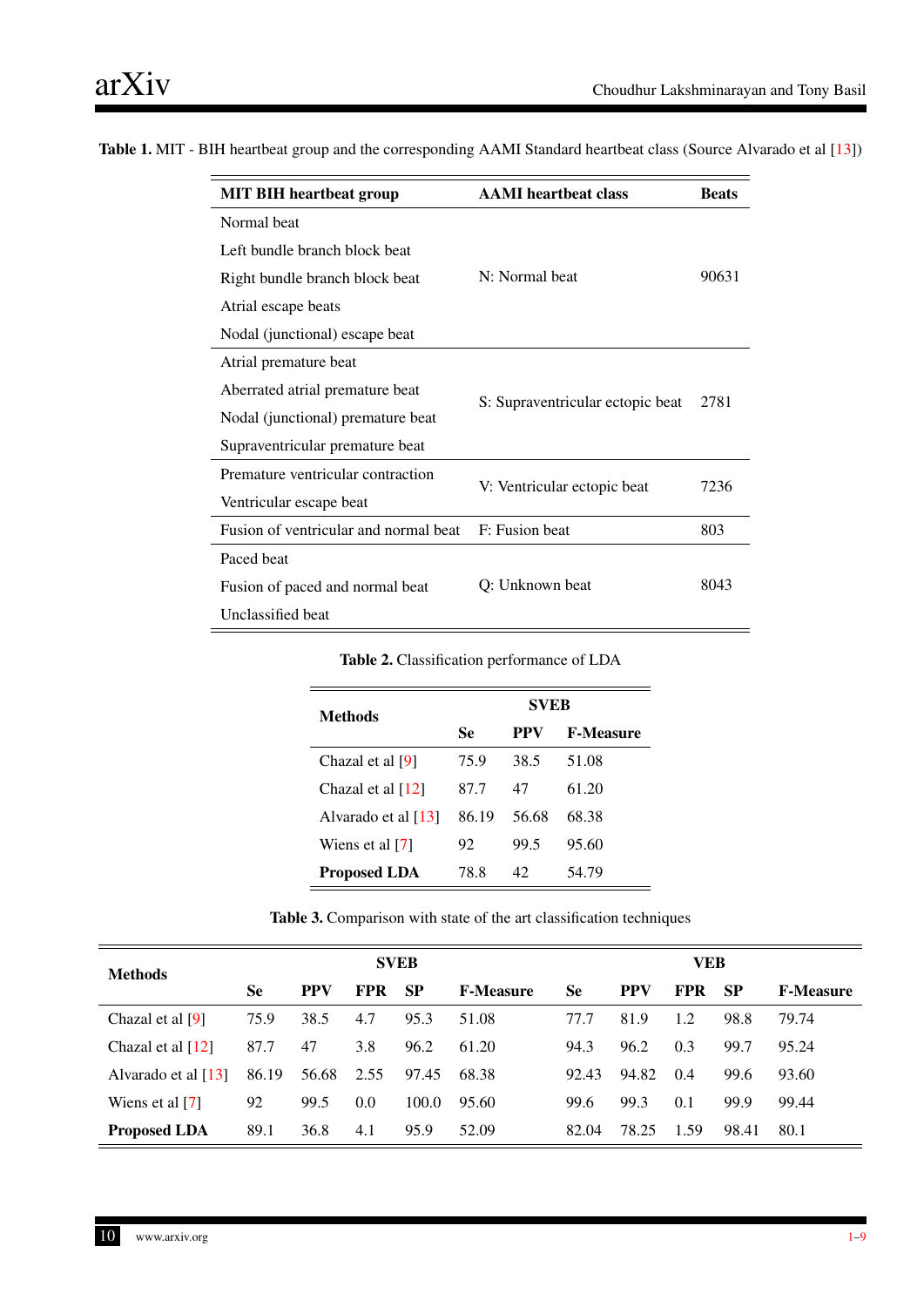**Table 1.** MIT - BIH heartbeat group and the corresponding AAMI Standard heartbeat class (Source Alvarado et al [13])

| MIT BIH heartbeat group | AAMI heartbeat class | Beats |
|---|---|---|
| Normal beat<br>Left bundle branch block beat<br>Right bundle branch block beat<br>Atrial escape beats<br>Nodal (junctional) escape beat | N: Normal beat | 90631 |
| Atrial premature beat<br>Aberrated atrial premature beat<br>Nodal (junctional) premature beat<br>Supraventricular premature beat | S: Supraventricular ectopic beat | 2781 |
| Premature ventricular contraction<br>Ventricular escape beat | V: Ventricular ectopic beat | 7236 |
| Fusion of ventricular and normal beat | F: Fusion beat | 803 |
| Paced beat<br>Fusion of paced and normal beat<br>Unclassified beat | Q: Unknown beat | 8043 |

**Table 2.** Classification performance of LDA

| Methods | SVEB | | |
|---|---|---|---|
| | Se | PPV | F-Measure |
| Chazal et al [9] | 75.9 | 38.5 | 51.08 |
| Chazal et al [12] | 87.7 | 47 | 61.20 |
| Alvarado et al [13] | 86.19 | 56.68 | 68.38 |
| Wiens et al [7] | 92 | 99.5 | 95.60 |
| **Proposed LDA** | 78.8 | 42 | 54.79 |

**Table 3.** Comparison with state of the art classification techniques

| Methods | SVEB | | | | | VEB | | | | |
|---|---|---|---|---|---|---|---|---|---|---|
| | Se | PPV | FPR | SP | F-Measure | Se | PPV | FPR | SP | F-Measure |
| Chazal et al [9] | 75.9 | 38.5 | 4.7 | 95.3 | 51.08 | 77.7 | 81.9 | 1.2 | 98.8 | 79.74 |
| Chazal et al [12] | 87.7 | 47 | 3.8 | 96.2 | 61.20 | 94.3 | 96.2 | 0.3 | 99.7 | 95.24 |
| Alvarado et al [13] | 86.19 | 56.68 | 2.55 | 97.45 | 68.38 | 92.43 | 94.82 | 0.4 | 99.6 | 93.60 |
| Wiens et al [7] | 92 | 99.5 | 0.0 | 100.0 | 95.60 | 99.6 | 99.3 | 0.1 | 99.9 | 99.44 |
| **Proposed LDA** | 89.1 | 36.8 | 4.1 | 95.9 | 52.09 | 82.04 | 78.25 | 1.59 | 98.41 | 80.1 |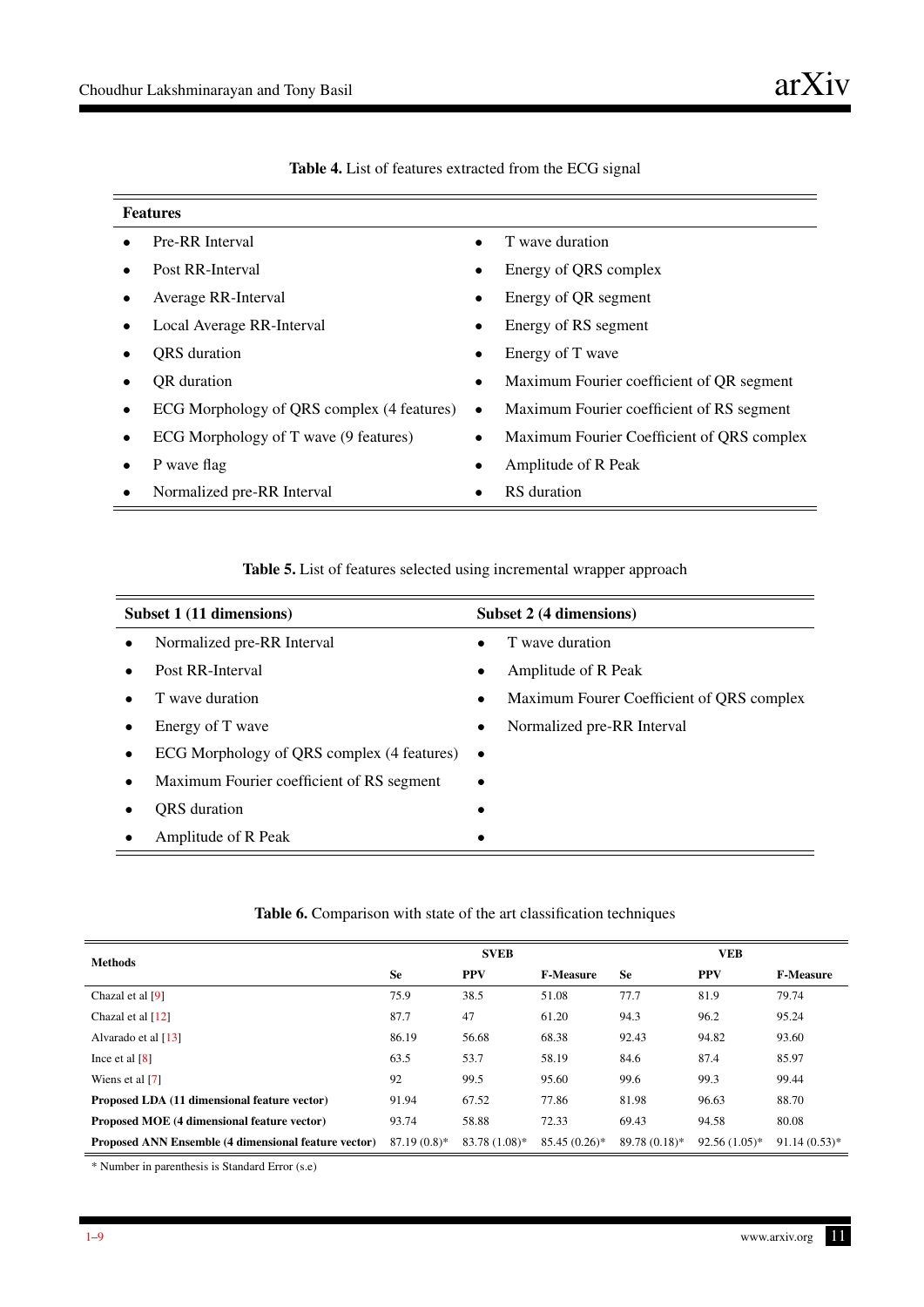**Table 4.** List of features extracted from the ECG signal

| Features | |
|---|---|
| • Pre-RR Interval | • T wave duration |
| • Post RR-Interval | • Energy of QRS complex |
| • Average RR-Interval | • Energy of QR segment |
| • Local Average RR-Interval | • Energy of RS segment |
| • QRS duration | • Energy of T wave |
| • QR duration | • Maximum Fourier coefficient of QR segment |
| • ECG Morphology of QRS complex (4 features) | • Maximum Fourier coefficient of RS segment |
| • ECG Morphology of T wave (9 features) | • Maximum Fourier Coefficient of QRS complex |
| • P wave flag | • Amplitude of R Peak |
| • Normalized pre-RR Interval | • RS duration |

**Table 5.** List of features selected using incremental wrapper approach

| Subset 1 (11 dimensions) | Subset 2 (4 dimensions) |
|---|---|
| • Normalized pre-RR Interval | • T wave duration |
| • Post RR-Interval | • Amplitude of R Peak |
| • T wave duration | • Maximum Fourer Coefficient of QRS complex |
| • Energy of T wave | • Normalized pre-RR Interval |
| • ECG Morphology of QRS complex (4 features) | • |
| • Maximum Fourier coefficient of RS segment | • |
| • QRS duration | • |
| • Amplitude of R Peak | • |

**Table 6.** Comparison with state of the art classification techniques

| Methods | SVEB | | | VEB | | |
|---|---|---|---|---|---|---|
| | **Se** | **PPV** | **F-Measure** | **Se** | **PPV** | **F-Measure** |
| Chazal et al [9] | 75.9 | 38.5 | 51.08 | 77.7 | 81.9 | 79.74 |
| Chazal et al [12] | 87.7 | 47 | 61.20 | 94.3 | 96.2 | 95.24 |
| Alvarado et al [13] | 86.19 | 56.68 | 68.38 | 92.43 | 94.82 | 93.60 |
| Ince et al [8] | 63.5 | 53.7 | 58.19 | 84.6 | 87.4 | 85.97 |
| Wiens et al [7] | 92 | 99.5 | 95.60 | 99.6 | 99.3 | 99.44 |
| **Proposed LDA (11 dimensional feature vector)** | 91.94 | 67.52 | 77.86 | 81.98 | 96.63 | 88.70 |
| **Proposed MOE (4 dimensional feature vector)** | 93.74 | 58.88 | 72.33 | 69.43 | 94.58 | 80.08 |
| **Proposed ANN Ensemble (4 dimensional feature vector)** | 87.19 (0.8)* | 83.78 (1.08)* | 85.45 (0.26)* | 89.78 (0.18)* | 92.56 (1.05)* | 91.14 (0.53)* |

* Number in parenthesis is Standard Error (s.e)